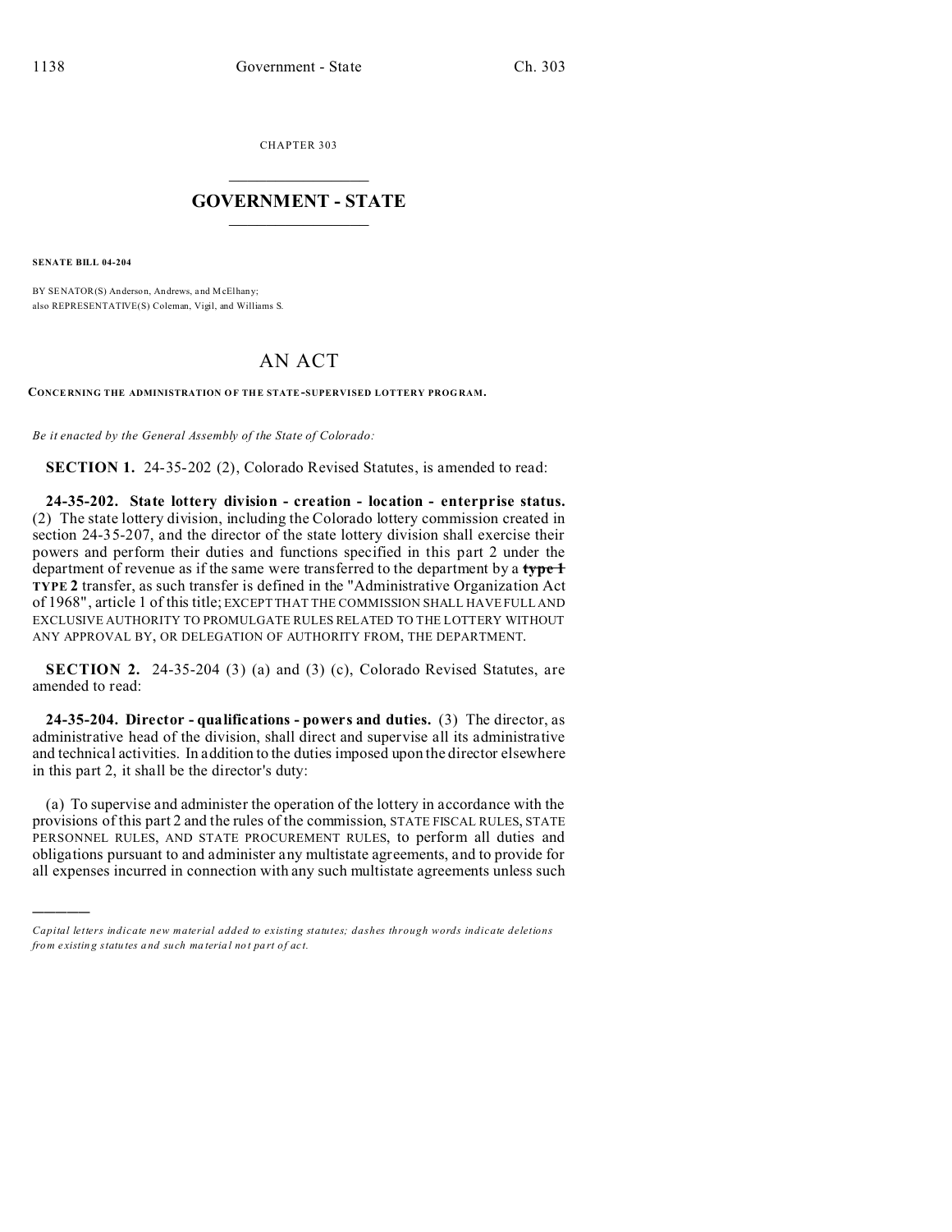CHAPTER 303

# GOVERNMENT - STATE

**SENATE BILL 04-204**

BY SENATOR(S) Anderson, Andrews, and McElhany;
also REPRESENTATIVE(S) Coleman, Vigil, and Williams S.

# AN ACT

**CONCERNING THE ADMINISTRATION OF THE STATE-SUPERVISED LOTTERY PROGRAM.**

*Be it enacted by the General Assembly of the State of Colorado:*

**SECTION 1.** 24-35-202 (2), Colorado Revised Statutes, is amended to read:

**24-35-202. State lottery division - creation - location - enterprise status.** (2) The state lottery division, including the Colorado lottery commission created in section 24-35-207, and the director of the state lottery division shall exercise their powers and perform their duties and functions specified in this part 2 under the department of revenue as if the same were transferred to the department by a ~~type 1~~ **TYPE 2** transfer, as such transfer is defined in the "Administrative Organization Act of 1968", article 1 of this title; EXCEPT THAT THE COMMISSION SHALL HAVE FULL AND EXCLUSIVE AUTHORITY TO PROMULGATE RULES RELATED TO THE LOTTERY WITHOUT ANY APPROVAL BY, OR DELEGATION OF AUTHORITY FROM, THE DEPARTMENT.

**SECTION 2.** 24-35-204 (3) (a) and (3) (c), Colorado Revised Statutes, are amended to read:

**24-35-204. Director - qualifications - powers and duties.** (3) The director, as administrative head of the division, shall direct and supervise all its administrative and technical activities. In addition to the duties imposed upon the director elsewhere in this part 2, it shall be the director's duty:

(a) To supervise and administer the operation of the lottery in accordance with the provisions of this part 2 and the rules of the commission, STATE FISCAL RULES, STATE PERSONNEL RULES, AND STATE PROCUREMENT RULES, to perform all duties and obligations pursuant to and administer any multistate agreements, and to provide for all expenses incurred in connection with any such multistate agreements unless such

*Capital letters indicate new material added to existing statutes; dashes through words indicate deletions from existing statutes and such material not part of act.*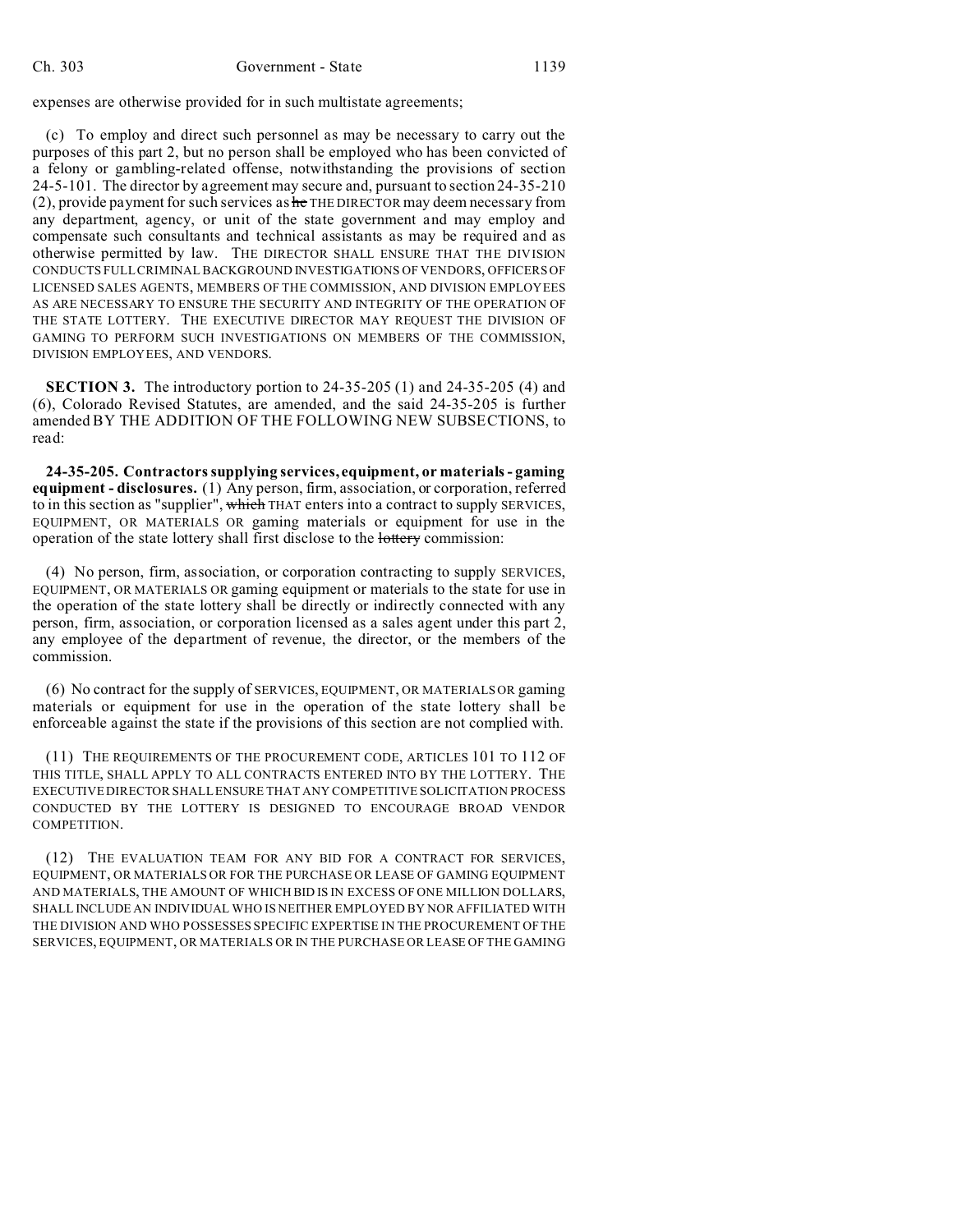expenses are otherwise provided for in such multistate agreements;

(c) To employ and direct such personnel as may be necessary to carry out the purposes of this part 2, but no person shall be employed who has been convicted of a felony or gambling-related offense, notwithstanding the provisions of section 24-5-101. The director by agreement may secure and, pursuant to section 24-35-210 (2), provide payment for such services as ~~he~~ THE DIRECTOR may deem necessary from any department, agency, or unit of the state government and may employ and compensate such consultants and technical assistants as may be required and as otherwise permitted by law. THE DIRECTOR SHALL ENSURE THAT THE DIVISION CONDUCTS FULL CRIMINAL BACKGROUND INVESTIGATIONS OF VENDORS, OFFICERS OF LICENSED SALES AGENTS, MEMBERS OF THE COMMISSION, AND DIVISION EMPLOYEES AS ARE NECESSARY TO ENSURE THE SECURITY AND INTEGRITY OF THE OPERATION OF THE STATE LOTTERY. THE EXECUTIVE DIRECTOR MAY REQUEST THE DIVISION OF GAMING TO PERFORM SUCH INVESTIGATIONS ON MEMBERS OF THE COMMISSION, DIVISION EMPLOYEES, AND VENDORS.

**SECTION 3.** The introductory portion to 24-35-205 (1) and 24-35-205 (4) and (6), Colorado Revised Statutes, are amended, and the said 24-35-205 is further amended BY THE ADDITION OF THE FOLLOWING NEW SUBSECTIONS, to read:

**24-35-205. Contractors supplying services, equipment, or materials - gaming equipment - disclosures.** (1) Any person, firm, association, or corporation, referred to in this section as "supplier", ~~which~~ THAT enters into a contract to supply SERVICES, EQUIPMENT, OR MATERIALS OR gaming materials or equipment for use in the operation of the state lottery shall first disclose to the ~~lottery~~ commission:

(4) No person, firm, association, or corporation contracting to supply SERVICES, EQUIPMENT, OR MATERIALS OR gaming equipment or materials to the state for use in the operation of the state lottery shall be directly or indirectly connected with any person, firm, association, or corporation licensed as a sales agent under this part 2, any employee of the department of revenue, the director, or the members of the commission.

(6) No contract for the supply of SERVICES, EQUIPMENT, OR MATERIALS OR gaming materials or equipment for use in the operation of the state lottery shall be enforceable against the state if the provisions of this section are not complied with.

(11) THE REQUIREMENTS OF THE PROCUREMENT CODE, ARTICLES 101 TO 112 OF THIS TITLE, SHALL APPLY TO ALL CONTRACTS ENTERED INTO BY THE LOTTERY. THE EXECUTIVE DIRECTOR SHALL ENSURE THAT ANY COMPETITIVE SOLICITATION PROCESS CONDUCTED BY THE LOTTERY IS DESIGNED TO ENCOURAGE BROAD VENDOR COMPETITION.

(12) THE EVALUATION TEAM FOR ANY BID FOR A CONTRACT FOR SERVICES, EQUIPMENT, OR MATERIALS OR FOR THE PURCHASE OR LEASE OF GAMING EQUIPMENT AND MATERIALS, THE AMOUNT OF WHICH BID IS IN EXCESS OF ONE MILLION DOLLARS, SHALL INCLUDE AN INDIVIDUAL WHO IS NEITHER EMPLOYED BY NOR AFFILIATED WITH THE DIVISION AND WHO POSSESSES SPECIFIC EXPERTISE IN THE PROCUREMENT OF THE SERVICES, EQUIPMENT, OR MATERIALS OR IN THE PURCHASE OR LEASE OF THE GAMING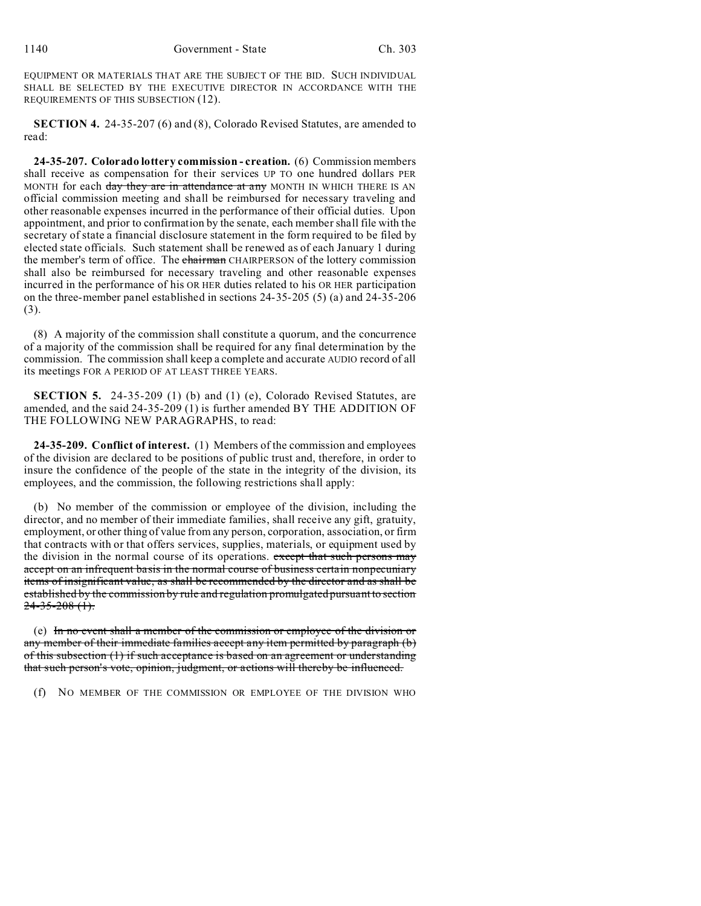EQUIPMENT OR MATERIALS THAT ARE THE SUBJECT OF THE BID. SUCH INDIVIDUAL SHALL BE SELECTED BY THE EXECUTIVE DIRECTOR IN ACCORDANCE WITH THE REQUIREMENTS OF THIS SUBSECTION (12).

**SECTION 4.** 24-35-207 (6) and (8), Colorado Revised Statutes, are amended to read:

**24-35-207. Colorado lottery commission - creation.** (6) Commission members shall receive as compensation for their services UP TO one hundred dollars PER MONTH for each ~~day they are in attendance at any~~ MONTH IN WHICH THERE IS AN official commission meeting and shall be reimbursed for necessary traveling and other reasonable expenses incurred in the performance of their official duties. Upon appointment, and prior to confirmation by the senate, each member shall file with the secretary of state a financial disclosure statement in the form required to be filed by elected state officials. Such statement shall be renewed as of each January 1 during the member's term of office. The ~~chairman~~ CHAIRPERSON of the lottery commission shall also be reimbursed for necessary traveling and other reasonable expenses incurred in the performance of his OR HER duties related to his OR HER participation on the three-member panel established in sections 24-35-205 (5) (a) and 24-35-206 (3).

(8) A majority of the commission shall constitute a quorum, and the concurrence of a majority of the commission shall be required for any final determination by the commission. The commission shall keep a complete and accurate AUDIO record of all its meetings FOR A PERIOD OF AT LEAST THREE YEARS.

**SECTION 5.** 24-35-209 (1) (b) and (1) (e), Colorado Revised Statutes, are amended, and the said 24-35-209 (1) is further amended BY THE ADDITION OF THE FOLLOWING NEW PARAGRAPHS, to read:

**24-35-209. Conflict of interest.** (1) Members of the commission and employees of the division are declared to be positions of public trust and, therefore, in order to insure the confidence of the people of the state in the integrity of the division, its employees, and the commission, the following restrictions shall apply:

(b) No member of the commission or employee of the division, including the director, and no member of their immediate families, shall receive any gift, gratuity, employment, or other thing of value from any person, corporation, association, or firm that contracts with or that offers services, supplies, materials, or equipment used by the division in the normal course of its operations. ~~except that such persons may accept on an infrequent basis in the normal course of business certain nonpecuniary items of insignificant value, as shall be recommended by the director and as shall be established by the commission by rule and regulation promulgated pursuant to section 24-35-208 (1).~~

(e) ~~In no event shall a member of the commission or employee of the division or any member of their immediate families accept any item permitted by paragraph (b) of this subsection (1) if such acceptance is based on an agreement or understanding that such person's vote, opinion, judgment, or actions will thereby be influenced.~~

(f) NO MEMBER OF THE COMMISSION OR EMPLOYEE OF THE DIVISION WHO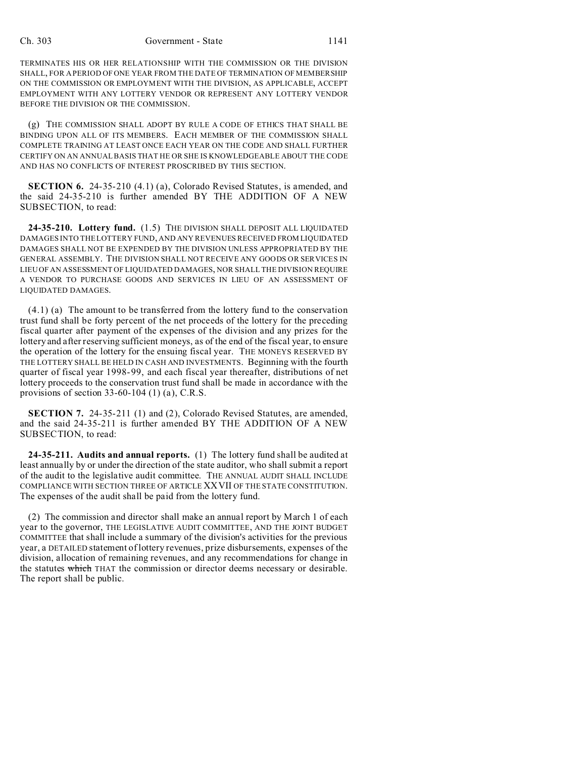TERMINATES HIS OR HER RELATIONSHIP WITH THE COMMISSION OR THE DIVISION SHALL, FOR A PERIOD OF ONE YEAR FROM THE DATE OF TERMINATION OF MEMBERSHIP ON THE COMMISSION OR EMPLOYMENT WITH THE DIVISION, AS APPLICABLE, ACCEPT EMPLOYMENT WITH ANY LOTTERY VENDOR OR REPRESENT ANY LOTTERY VENDOR BEFORE THE DIVISION OR THE COMMISSION.

(g) THE COMMISSION SHALL ADOPT BY RULE A CODE OF ETHICS THAT SHALL BE BINDING UPON ALL OF ITS MEMBERS. EACH MEMBER OF THE COMMISSION SHALL COMPLETE TRAINING AT LEAST ONCE EACH YEAR ON THE CODE AND SHALL FURTHER CERTIFY ON AN ANNUAL BASIS THAT HE OR SHE IS KNOWLEDGEABLE ABOUT THE CODE AND HAS NO CONFLICTS OF INTEREST PROSCRIBED BY THIS SECTION.

**SECTION 6.** 24-35-210 (4.1) (a), Colorado Revised Statutes, is amended, and the said 24-35-210 is further amended BY THE ADDITION OF A NEW SUBSECTION, to read:

**24-35-210. Lottery fund.** (1.5) THE DIVISION SHALL DEPOSIT ALL LIQUIDATED DAMAGES INTO THE LOTTERY FUND, AND ANY REVENUES RECEIVED FROM LIQUIDATED DAMAGES SHALL NOT BE EXPENDED BY THE DIVISION UNLESS APPROPRIATED BY THE GENERAL ASSEMBLY. THE DIVISION SHALL NOT RECEIVE ANY GOODS OR SERVICES IN LIEU OF AN ASSESSMENT OF LIQUIDATED DAMAGES, NOR SHALL THE DIVISION REQUIRE A VENDOR TO PURCHASE GOODS AND SERVICES IN LIEU OF AN ASSESSMENT OF LIQUIDATED DAMAGES.

(4.1) (a) The amount to be transferred from the lottery fund to the conservation trust fund shall be forty percent of the net proceeds of the lottery for the preceding fiscal quarter after payment of the expenses of the division and any prizes for the lottery and after reserving sufficient moneys, as of the end of the fiscal year, to ensure the operation of the lottery for the ensuing fiscal year. THE MONEYS RESERVED BY THE LOTTERY SHALL BE HELD IN CASH AND INVESTMENTS. Beginning with the fourth quarter of fiscal year 1998-99, and each fiscal year thereafter, distributions of net lottery proceeds to the conservation trust fund shall be made in accordance with the provisions of section 33-60-104 (1) (a), C.R.S.

**SECTION 7.** 24-35-211 (1) and (2), Colorado Revised Statutes, are amended, and the said 24-35-211 is further amended BY THE ADDITION OF A NEW SUBSECTION, to read:

**24-35-211. Audits and annual reports.** (1) The lottery fund shall be audited at least annually by or under the direction of the state auditor, who shall submit a report of the audit to the legislative audit committee. THE ANNUAL AUDIT SHALL INCLUDE COMPLIANCE WITH SECTION THREE OF ARTICLE XXVII OF THE STATE CONSTITUTION. The expenses of the audit shall be paid from the lottery fund.

(2) The commission and director shall make an annual report by March 1 of each year to the governor, THE LEGISLATIVE AUDIT COMMITTEE, AND THE JOINT BUDGET COMMITTEE that shall include a summary of the division's activities for the previous year, a DETAILED statement of lottery revenues, prize disbursements, expenses of the division, allocation of remaining revenues, and any recommendations for change in the statutes ~~which~~ THAT the commission or director deems necessary or desirable. The report shall be public.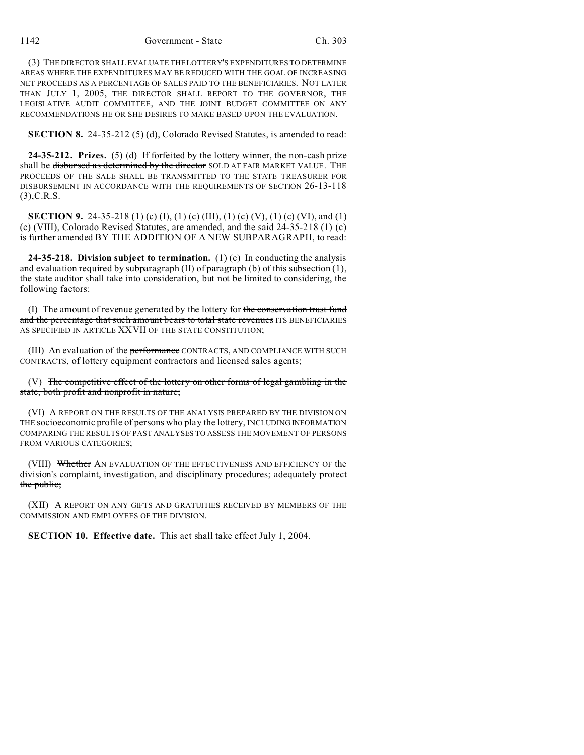(3) THE DIRECTOR SHALL EVALUATE THE LOTTERY'S EXPENDITURES TO DETERMINE AREAS WHERE THE EXPENDITURES MAY BE REDUCED WITH THE GOAL OF INCREASING NET PROCEEDS AS A PERCENTAGE OF SALES PAID TO THE BENEFICIARIES. NOT LATER THAN JULY 1, 2005, THE DIRECTOR SHALL REPORT TO THE GOVERNOR, THE LEGISLATIVE AUDIT COMMITTEE, AND THE JOINT BUDGET COMMITTEE ON ANY RECOMMENDATIONS HE OR SHE DESIRES TO MAKE BASED UPON THE EVALUATION.

**SECTION 8.** 24-35-212 (5) (d), Colorado Revised Statutes, is amended to read:

**24-35-212. Prizes.** (5) (d) If forfeited by the lottery winner, the non-cash prize shall be ~~disbursed as determined by the director~~ SOLD AT FAIR MARKET VALUE. THE PROCEEDS OF THE SALE SHALL BE TRANSMITTED TO THE STATE TREASURER FOR DISBURSEMENT IN ACCORDANCE WITH THE REQUIREMENTS OF SECTION 26-13-118 (3),C.R.S.

**SECTION 9.** 24-35-218 (1) (c) (I), (1) (c) (III), (1) (c) (V), (1) (c) (VI), and (1) (c) (VIII), Colorado Revised Statutes, are amended, and the said 24-35-218 (1) (c) is further amended BY THE ADDITION OF A NEW SUBPARAGRAPH, to read:

**24-35-218. Division subject to termination.** (1) (c) In conducting the analysis and evaluation required by subparagraph (II) of paragraph (b) of this subsection (1), the state auditor shall take into consideration, but not be limited to considering, the following factors:

(I) The amount of revenue generated by the lottery for ~~the conservation trust fund and the percentage that such amount bears to total state revenues~~ ITS BENEFICIARIES AS SPECIFIED IN ARTICLE XXVII OF THE STATE CONSTITUTION;

(III) An evaluation of the ~~performance~~ CONTRACTS, AND COMPLIANCE WITH SUCH CONTRACTS, of lottery equipment contractors and licensed sales agents;

(V) ~~The competitive effect of the lottery on other forms of legal gambling in the state, both profit and nonprofit in nature;~~

(VI) A REPORT ON THE RESULTS OF THE ANALYSIS PREPARED BY THE DIVISION ON THE socioeconomic profile of persons who play the lottery, INCLUDING INFORMATION COMPARING THE RESULTS OF PAST ANALYSES TO ASSESS THE MOVEMENT OF PERSONS FROM VARIOUS CATEGORIES;

(VIII) ~~Whether~~ AN EVALUATION OF THE EFFECTIVENESS AND EFFICIENCY OF the division's complaint, investigation, and disciplinary procedures; ~~adequately protect the public;~~

(XII) A REPORT ON ANY GIFTS AND GRATUITIES RECEIVED BY MEMBERS OF THE COMMISSION AND EMPLOYEES OF THE DIVISION.

**SECTION 10. Effective date.** This act shall take effect July 1, 2004.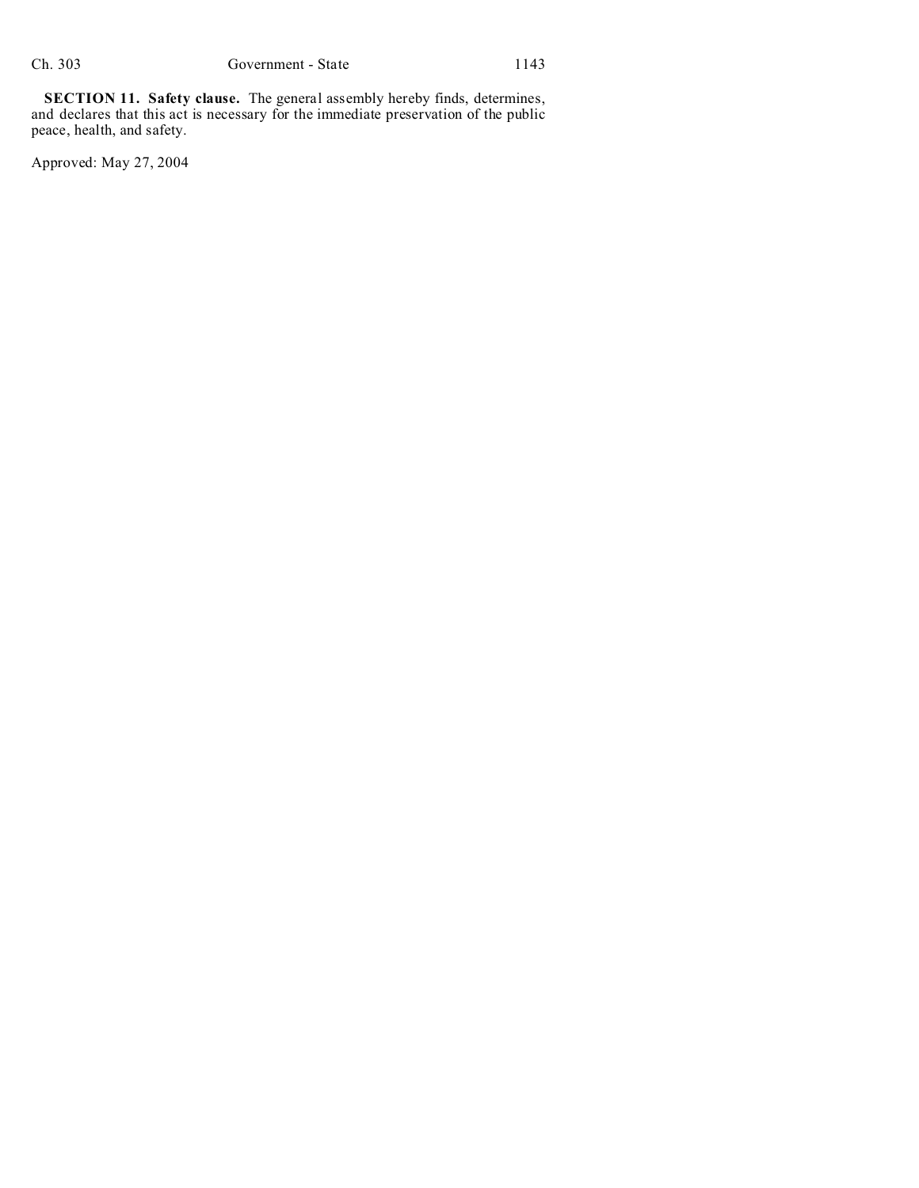**SECTION 11. Safety clause.** The general assembly hereby finds, determines, and declares that this act is necessary for the immediate preservation of the public peace, health, and safety.

Approved: May 27, 2004